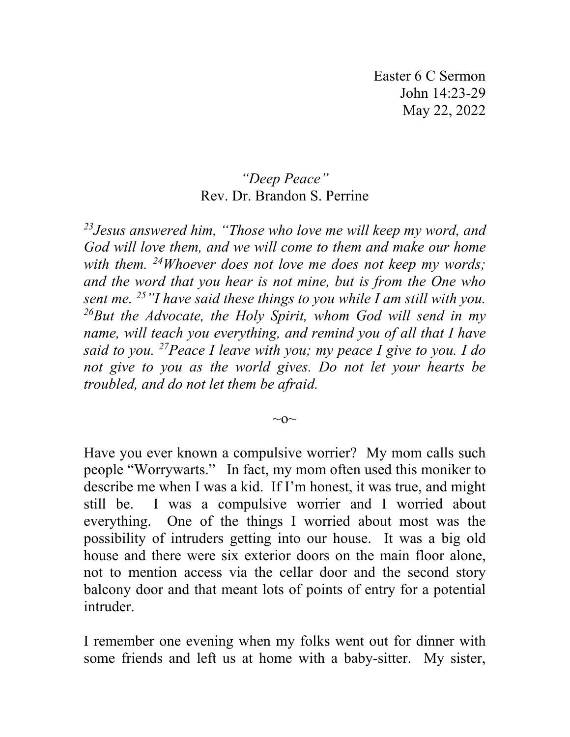Easter 6 C Sermon
John 14:23-29
May 22, 2022

*"Deep Peace"*
Rev. Dr. Brandon S. Perrine

*[23]Jesus answered him, "Those who love me will keep my word, and God will love them, and we will come to them and make our home with them. [24]Whoever does not love me does not keep my words; and the word that you hear is not mine, but is from the One who sent me. [25]"I have said these things to you while I am still with you. [26]But the Advocate, the Holy Spirit, whom God will send in my name, will teach you everything, and remind you of all that I have said to you. [27]Peace I leave with you; my peace I give to you. I do not give to you as the world gives. Do not let your hearts be troubled, and do not let them be afraid.*

~o~

Have you ever known a compulsive worrier? My mom calls such people "Worrywarts." In fact, my mom often used this moniker to describe me when I was a kid. If I'm honest, it was true, and might still be. I was a compulsive worrier and I worried about everything. One of the things I worried about most was the possibility of intruders getting into our house. It was a big old house and there were six exterior doors on the main floor alone, not to mention access via the cellar door and the second story balcony door and that meant lots of points of entry for a potential intruder.

I remember one evening when my folks went out for dinner with some friends and left us at home with a baby-sitter. My sister,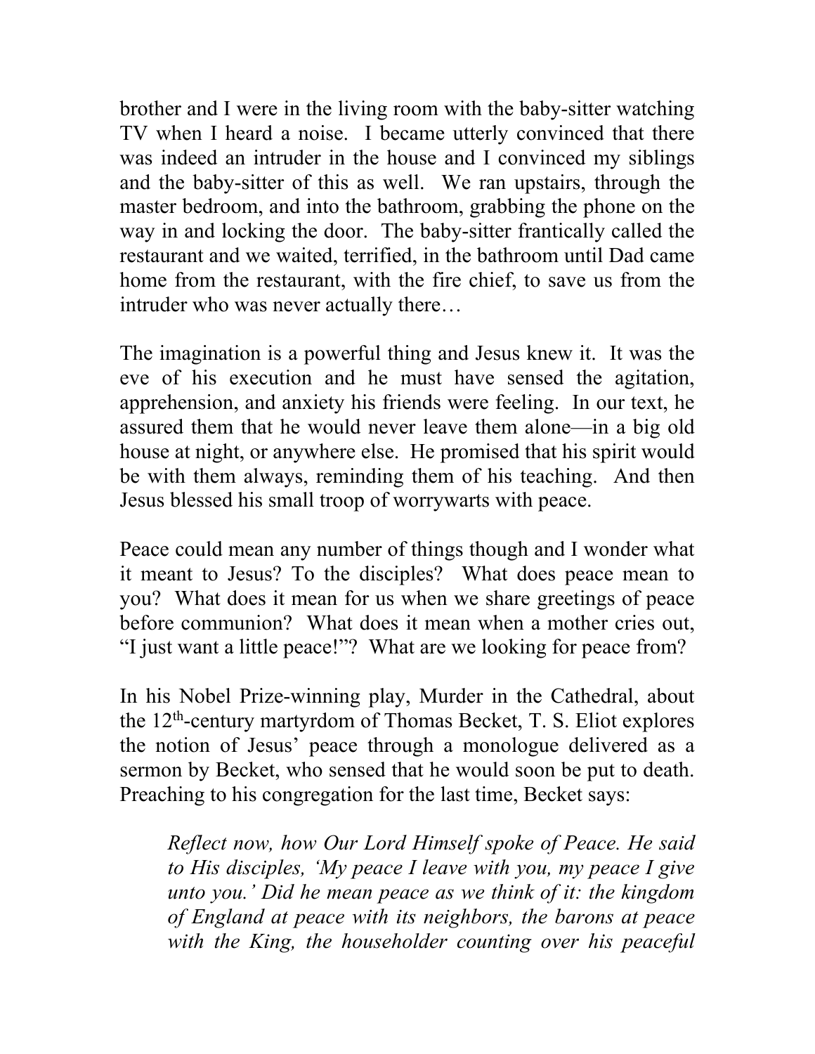brother and I were in the living room with the baby-sitter watching TV when I heard a noise. I became utterly convinced that there was indeed an intruder in the house and I convinced my siblings and the baby-sitter of this as well. We ran upstairs, through the master bedroom, and into the bathroom, grabbing the phone on the way in and locking the door. The baby-sitter frantically called the restaurant and we waited, terrified, in the bathroom until Dad came home from the restaurant, with the fire chief, to save us from the intruder who was never actually there…

The imagination is a powerful thing and Jesus knew it. It was the eve of his execution and he must have sensed the agitation, apprehension, and anxiety his friends were feeling. In our text, he assured them that he would never leave them alone—in a big old house at night, or anywhere else. He promised that his spirit would be with them always, reminding them of his teaching. And then Jesus blessed his small troop of worrywarts with peace.

Peace could mean any number of things though and I wonder what it meant to Jesus? To the disciples? What does peace mean to you? What does it mean for us when we share greetings of peace before communion? What does it mean when a mother cries out, "I just want a little peace!"? What are we looking for peace from?

In his Nobel Prize-winning play, Murder in the Cathedral, about the 12th-century martyrdom of Thomas Becket, T. S. Eliot explores the notion of Jesus' peace through a monologue delivered as a sermon by Becket, who sensed that he would soon be put to death. Preaching to his congregation for the last time, Becket says:

> *Reflect now, how Our Lord Himself spoke of Peace. He said to His disciples, 'My peace I leave with you, my peace I give unto you.' Did he mean peace as we think of it: the kingdom of England at peace with its neighbors, the barons at peace with the King, the householder counting over his peaceful*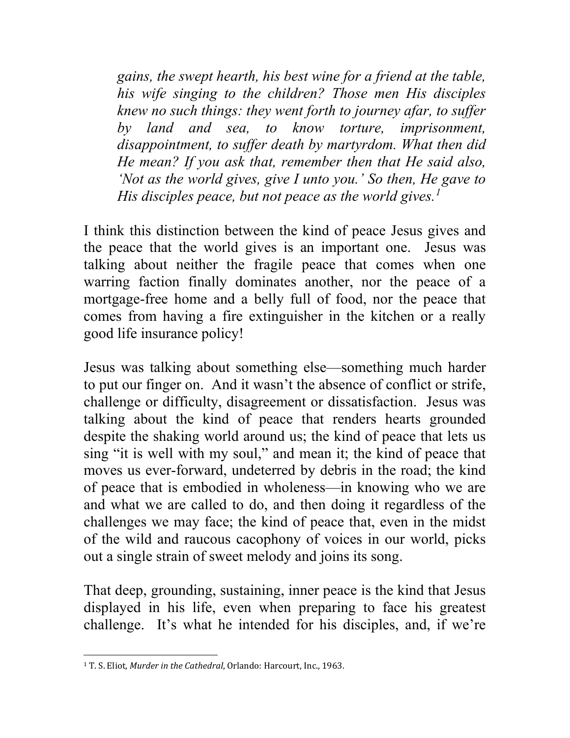> *gains, the swept hearth, his best wine for a friend at the table, his wife singing to the children? Those men His disciples knew no such things: they went forth to journey afar, to suffer by land and sea, to know torture, imprisonment, disappointment, to suffer death by martyrdom. What then did He mean? If you ask that, remember then that He said also, 'Not as the world gives, give I unto you.' So then, He gave to His disciples peace, but not peace as the world gives.*[1]

I think this distinction between the kind of peace Jesus gives and the peace that the world gives is an important one. Jesus was talking about neither the fragile peace that comes when one warring faction finally dominates another, nor the peace of a mortgage-free home and a belly full of food, nor the peace that comes from having a fire extinguisher in the kitchen or a really good life insurance policy!

Jesus was talking about something else—something much harder to put our finger on. And it wasn't the absence of conflict or strife, challenge or difficulty, disagreement or dissatisfaction. Jesus was talking about the kind of peace that renders hearts grounded despite the shaking world around us; the kind of peace that lets us sing "it is well with my soul," and mean it; the kind of peace that moves us ever-forward, undeterred by debris in the road; the kind of peace that is embodied in wholeness—in knowing who we are and what we are called to do, and then doing it regardless of the challenges we may face; the kind of peace that, even in the midst of the wild and raucous cacophony of voices in our world, picks out a single strain of sweet melody and joins its song.

That deep, grounding, sustaining, inner peace is the kind that Jesus displayed in his life, even when preparing to face his greatest challenge. It's what he intended for his disciples, and, if we're

---

[1] T. S. Eliot, *Murder in the Cathedral*, Orlando: Harcourt, Inc., 1963.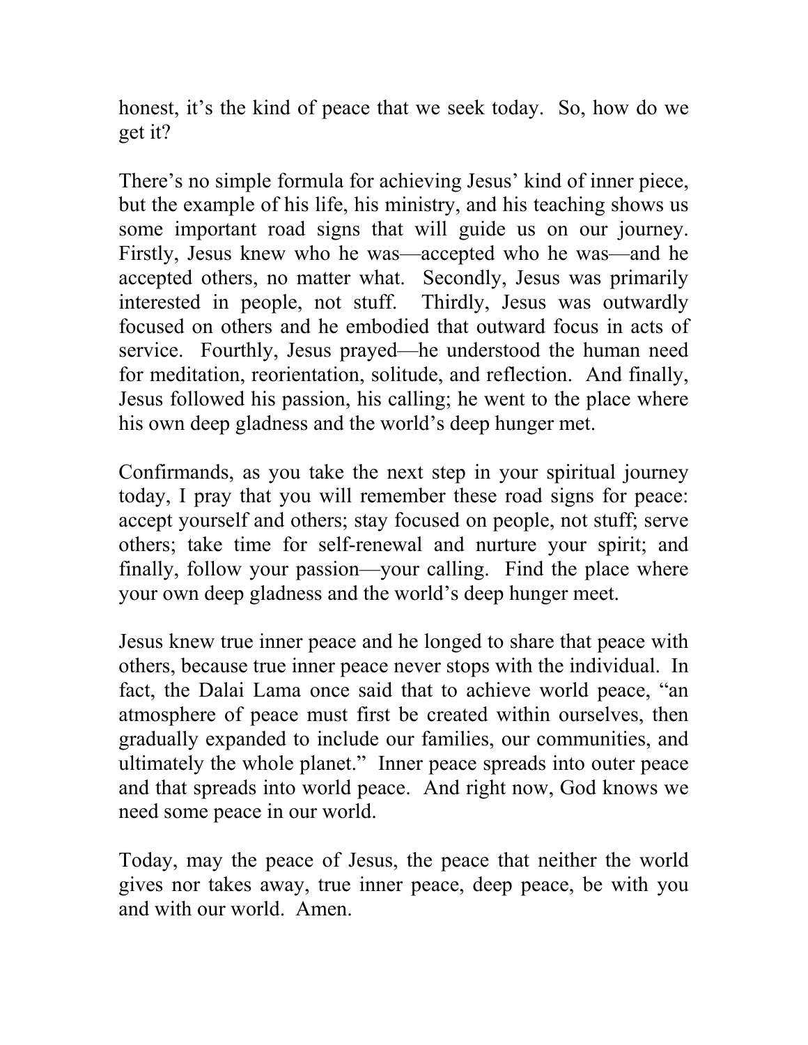honest, it's the kind of peace that we seek today. So, how do we get it?

There's no simple formula for achieving Jesus' kind of inner piece, but the example of his life, his ministry, and his teaching shows us some important road signs that will guide us on our journey. Firstly, Jesus knew who he was—accepted who he was—and he accepted others, no matter what. Secondly, Jesus was primarily interested in people, not stuff. Thirdly, Jesus was outwardly focused on others and he embodied that outward focus in acts of service. Fourthly, Jesus prayed—he understood the human need for meditation, reorientation, solitude, and reflection. And finally, Jesus followed his passion, his calling; he went to the place where his own deep gladness and the world's deep hunger met.

Confirmands, as you take the next step in your spiritual journey today, I pray that you will remember these road signs for peace: accept yourself and others; stay focused on people, not stuff; serve others; take time for self-renewal and nurture your spirit; and finally, follow your passion—your calling. Find the place where your own deep gladness and the world's deep hunger meet.

Jesus knew true inner peace and he longed to share that peace with others, because true inner peace never stops with the individual. In fact, the Dalai Lama once said that to achieve world peace, "an atmosphere of peace must first be created within ourselves, then gradually expanded to include our families, our communities, and ultimately the whole planet." Inner peace spreads into outer peace and that spreads into world peace. And right now, God knows we need some peace in our world.

Today, may the peace of Jesus, the peace that neither the world gives nor takes away, true inner peace, deep peace, be with you and with our world. Amen.